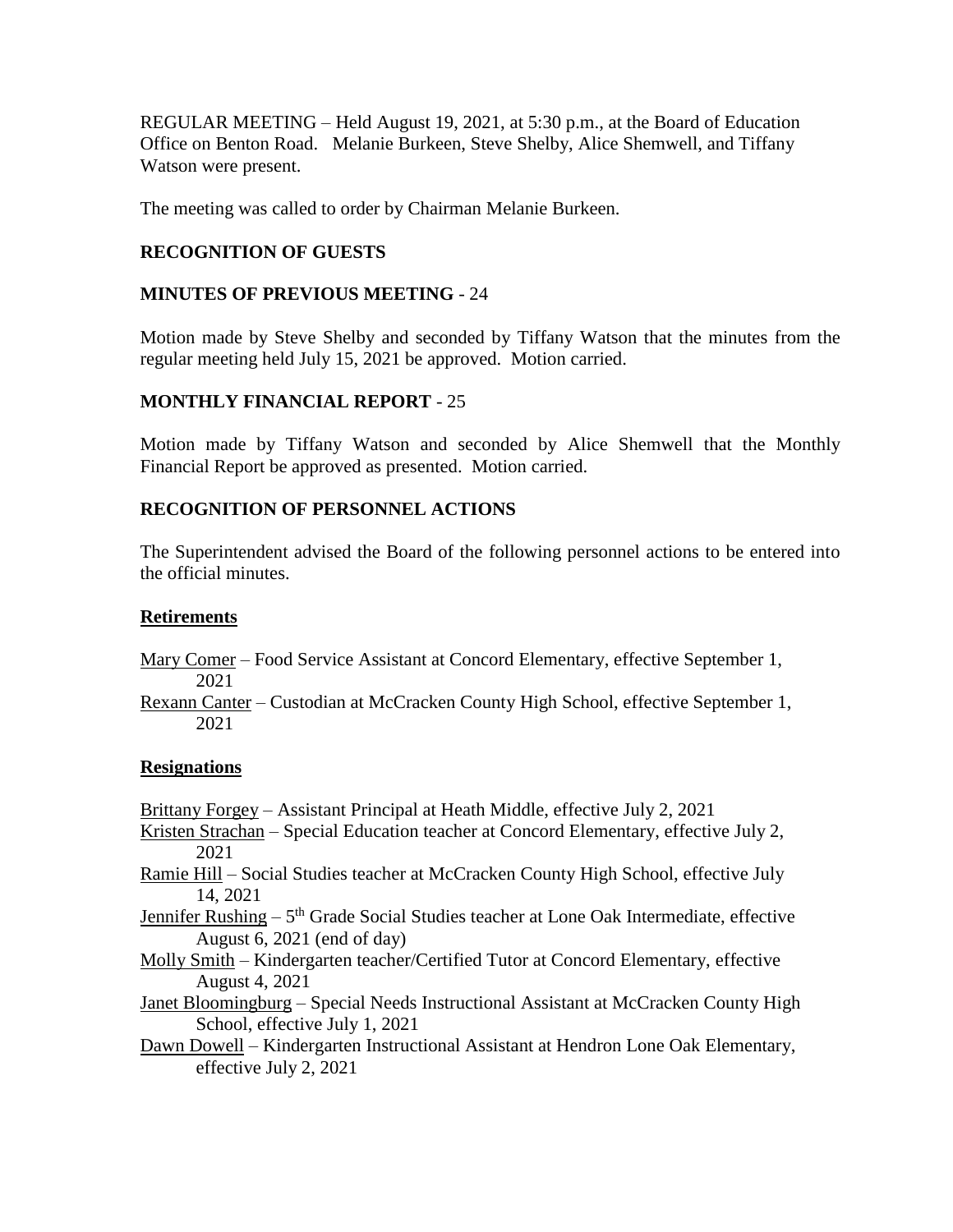REGULAR MEETING – Held August 19, 2021, at 5:30 p.m., at the Board of Education Office on Benton Road. Melanie Burkeen, Steve Shelby, Alice Shemwell, and Tiffany Watson were present.

The meeting was called to order by Chairman Melanie Burkeen.

## RECOGNITION OF GUESTS

## MINUTES OF PREVIOUS MEETING - 24

Motion made by Steve Shelby and seconded by Tiffany Watson that the minutes from the regular meeting held July 15, 2021 be approved. Motion carried.

## MONTHLY FINANCIAL REPORT - 25

Motion made by Tiffany Watson and seconded by Alice Shemwell that the Monthly Financial Report be approved as presented. Motion carried.

## RECOGNITION OF PERSONNEL ACTIONS

The Superintendent advised the Board of the following personnel actions to be entered into the official minutes.

### Retirements

Mary Comer – Food Service Assistant at Concord Elementary, effective September 1, 2021

Rexann Canter – Custodian at McCracken County High School, effective September 1, 2021

### Resignations

Brittany Forgey – Assistant Principal at Heath Middle, effective July 2, 2021

Kristen Strachan – Special Education teacher at Concord Elementary, effective July 2, 2021

Ramie Hill – Social Studies teacher at McCracken County High School, effective July 14, 2021

Jennifer Rushing – 5th Grade Social Studies teacher at Lone Oak Intermediate, effective August 6, 2021 (end of day)

Molly Smith – Kindergarten teacher/Certified Tutor at Concord Elementary, effective August 4, 2021

Janet Bloomingburg – Special Needs Instructional Assistant at McCracken County High School, effective July 1, 2021

Dawn Dowell – Kindergarten Instructional Assistant at Hendron Lone Oak Elementary, effective July 2, 2021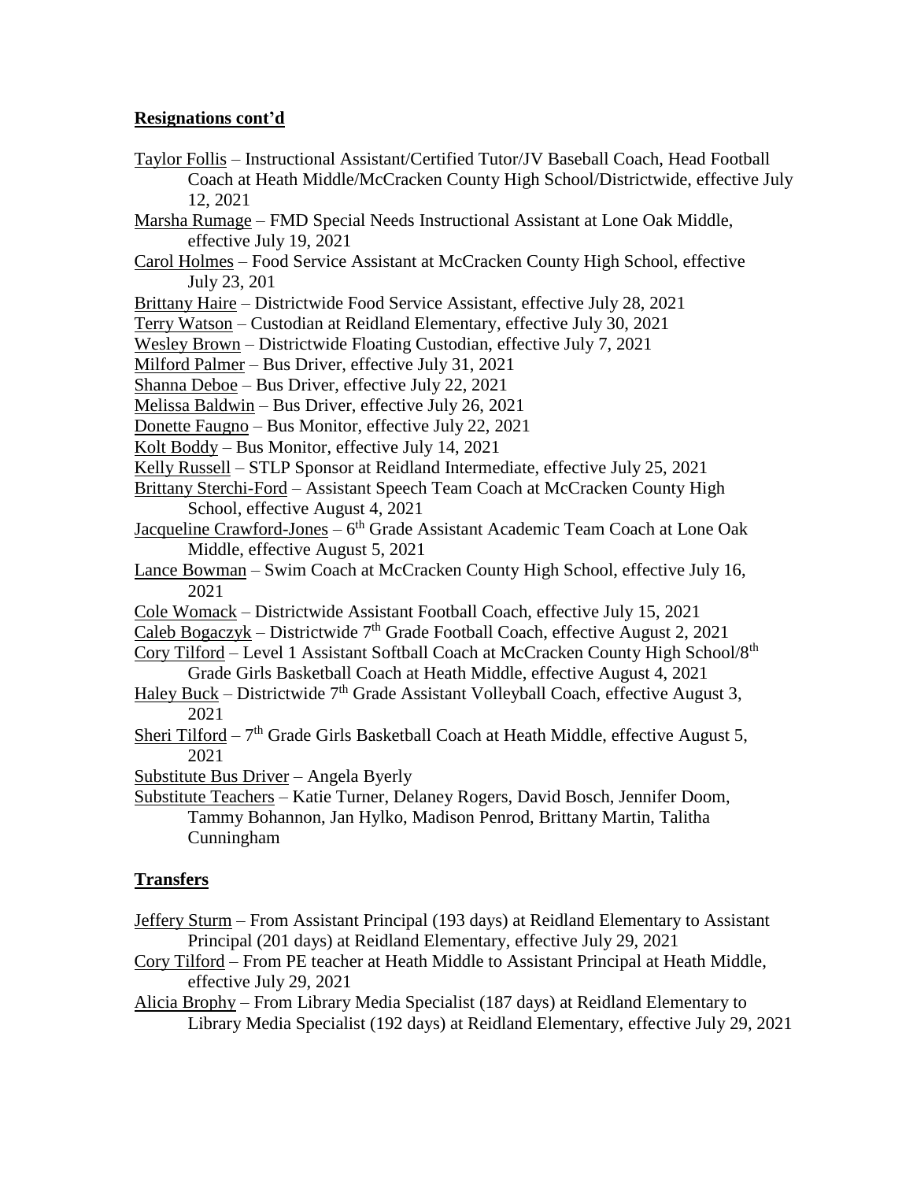## Resignations cont'd

Taylor Follis – Instructional Assistant/Certified Tutor/JV Baseball Coach, Head Football Coach at Heath Middle/McCracken County High School/Districtwide, effective July 12, 2021

Marsha Rumage – FMD Special Needs Instructional Assistant at Lone Oak Middle, effective July 19, 2021

Carol Holmes – Food Service Assistant at McCracken County High School, effective July 23, 201

Brittany Haire – Districtwide Food Service Assistant, effective July 28, 2021

Terry Watson – Custodian at Reidland Elementary, effective July 30, 2021

Wesley Brown – Districtwide Floating Custodian, effective July 7, 2021

Milford Palmer – Bus Driver, effective July 31, 2021

Shanna Deboe – Bus Driver, effective July 22, 2021

Melissa Baldwin – Bus Driver, effective July 26, 2021

Donette Faugno – Bus Monitor, effective July 22, 2021

Kolt Boddy – Bus Monitor, effective July 14, 2021

Kelly Russell – STLP Sponsor at Reidland Intermediate, effective July 25, 2021

Brittany Sterchi-Ford – Assistant Speech Team Coach at McCracken County High School, effective August 4, 2021

Jacqueline Crawford-Jones – 6th Grade Assistant Academic Team Coach at Lone Oak Middle, effective August 5, 2021

Lance Bowman – Swim Coach at McCracken County High School, effective July 16, 2021

Cole Womack – Districtwide Assistant Football Coach, effective July 15, 2021

Caleb Bogaczyk – Districtwide 7th Grade Football Coach, effective August 2, 2021

Cory Tilford – Level 1 Assistant Softball Coach at McCracken County High School/8th Grade Girls Basketball Coach at Heath Middle, effective August 4, 2021

Haley Buck – Districtwide 7th Grade Assistant Volleyball Coach, effective August 3, 2021

Sheri Tilford – 7th Grade Girls Basketball Coach at Heath Middle, effective August 5, 2021

Substitute Bus Driver – Angela Byerly

Substitute Teachers – Katie Turner, Delaney Rogers, David Bosch, Jennifer Doom, Tammy Bohannon, Jan Hylko, Madison Penrod, Brittany Martin, Talitha Cunningham

## Transfers

Jeffery Sturm – From Assistant Principal (193 days) at Reidland Elementary to Assistant Principal (201 days) at Reidland Elementary, effective July 29, 2021

Cory Tilford – From PE teacher at Heath Middle to Assistant Principal at Heath Middle, effective July 29, 2021

Alicia Brophy – From Library Media Specialist (187 days) at Reidland Elementary to Library Media Specialist (192 days) at Reidland Elementary, effective July 29, 2021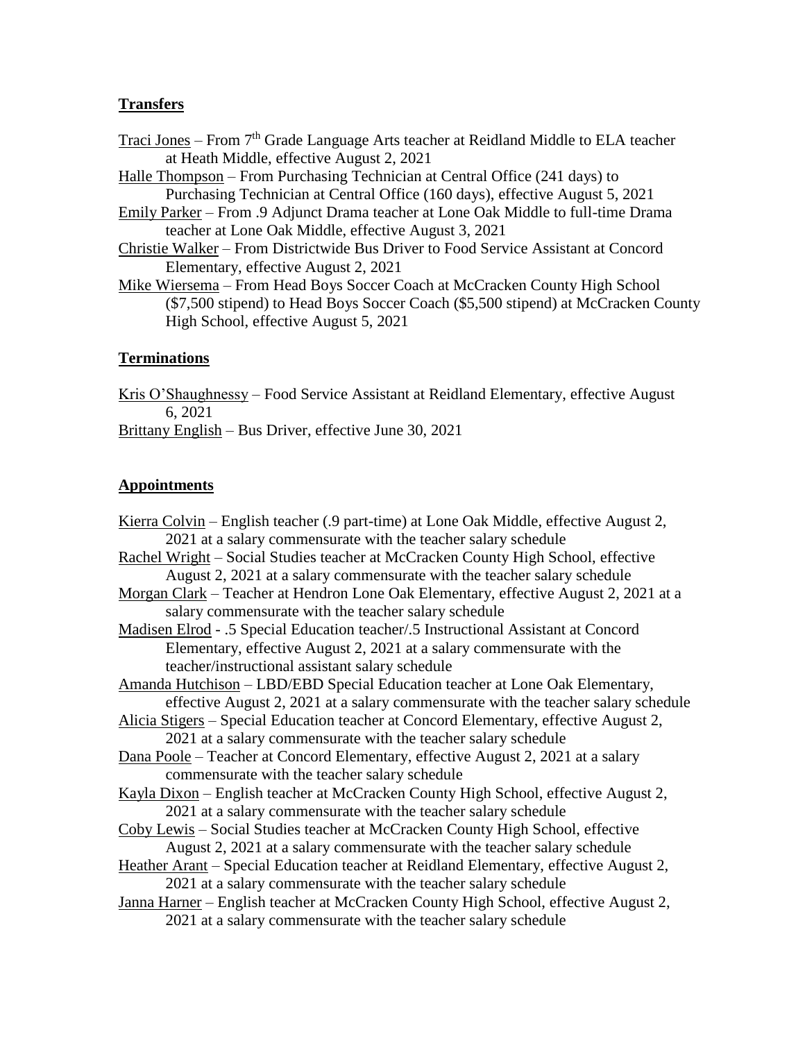## Transfers

Traci Jones – From 7th Grade Language Arts teacher at Reidland Middle to ELA teacher at Heath Middle, effective August 2, 2021

Halle Thompson – From Purchasing Technician at Central Office (241 days) to Purchasing Technician at Central Office (160 days), effective August 5, 2021

Emily Parker – From .9 Adjunct Drama teacher at Lone Oak Middle to full-time Drama teacher at Lone Oak Middle, effective August 3, 2021

Christie Walker – From Districtwide Bus Driver to Food Service Assistant at Concord Elementary, effective August 2, 2021

Mike Wiersema – From Head Boys Soccer Coach at McCracken County High School ($7,500 stipend) to Head Boys Soccer Coach ($5,500 stipend) at McCracken County High School, effective August 5, 2021

## Terminations

Kris O'Shaughnessy – Food Service Assistant at Reidland Elementary, effective August 6, 2021

Brittany English – Bus Driver, effective June 30, 2021

## Appointments

Kierra Colvin – English teacher (.9 part-time) at Lone Oak Middle, effective August 2, 2021 at a salary commensurate with the teacher salary schedule

Rachel Wright – Social Studies teacher at McCracken County High School, effective August 2, 2021 at a salary commensurate with the teacher salary schedule

Morgan Clark – Teacher at Hendron Lone Oak Elementary, effective August 2, 2021 at a salary commensurate with the teacher salary schedule

Madisen Elrod - .5 Special Education teacher/.5 Instructional Assistant at Concord Elementary, effective August 2, 2021 at a salary commensurate with the teacher/instructional assistant salary schedule

Amanda Hutchison – LBD/EBD Special Education teacher at Lone Oak Elementary, effective August 2, 2021 at a salary commensurate with the teacher salary schedule

Alicia Stigers – Special Education teacher at Concord Elementary, effective August 2, 2021 at a salary commensurate with the teacher salary schedule

Dana Poole – Teacher at Concord Elementary, effective August 2, 2021 at a salary commensurate with the teacher salary schedule

Kayla Dixon – English teacher at McCracken County High School, effective August 2, 2021 at a salary commensurate with the teacher salary schedule

Coby Lewis – Social Studies teacher at McCracken County High School, effective August 2, 2021 at a salary commensurate with the teacher salary schedule

Heather Arant – Special Education teacher at Reidland Elementary, effective August 2, 2021 at a salary commensurate with the teacher salary schedule

Janna Harner – English teacher at McCracken County High School, effective August 2, 2021 at a salary commensurate with the teacher salary schedule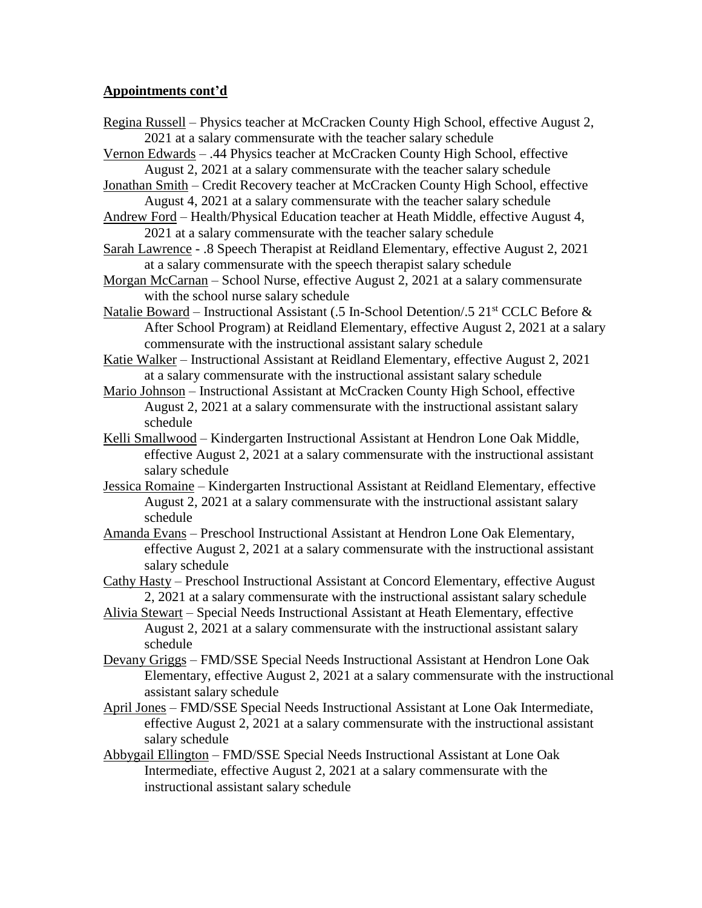**Appointments cont'd**

Regina Russell – Physics teacher at McCracken County High School, effective August 2, 2021 at a salary commensurate with the teacher salary schedule

Vernon Edwards – .44 Physics teacher at McCracken County High School, effective August 2, 2021 at a salary commensurate with the teacher salary schedule

Jonathan Smith – Credit Recovery teacher at McCracken County High School, effective August 4, 2021 at a salary commensurate with the teacher salary schedule

Andrew Ford – Health/Physical Education teacher at Heath Middle, effective August 4, 2021 at a salary commensurate with the teacher salary schedule

Sarah Lawrence - .8 Speech Therapist at Reidland Elementary, effective August 2, 2021 at a salary commensurate with the speech therapist salary schedule

Morgan McCarnan – School Nurse, effective August 2, 2021 at a salary commensurate with the school nurse salary schedule

Natalie Boward – Instructional Assistant (.5 In-School Detention/.5 21st CCLC Before & After School Program) at Reidland Elementary, effective August 2, 2021 at a salary commensurate with the instructional assistant salary schedule

Katie Walker – Instructional Assistant at Reidland Elementary, effective August 2, 2021 at a salary commensurate with the instructional assistant salary schedule

Mario Johnson – Instructional Assistant at McCracken County High School, effective August 2, 2021 at a salary commensurate with the instructional assistant salary schedule

Kelli Smallwood – Kindergarten Instructional Assistant at Hendron Lone Oak Middle, effective August 2, 2021 at a salary commensurate with the instructional assistant salary schedule

Jessica Romaine – Kindergarten Instructional Assistant at Reidland Elementary, effective August 2, 2021 at a salary commensurate with the instructional assistant salary schedule

Amanda Evans – Preschool Instructional Assistant at Hendron Lone Oak Elementary, effective August 2, 2021 at a salary commensurate with the instructional assistant salary schedule

Cathy Hasty – Preschool Instructional Assistant at Concord Elementary, effective August 2, 2021 at a salary commensurate with the instructional assistant salary schedule

Alivia Stewart – Special Needs Instructional Assistant at Heath Elementary, effective August 2, 2021 at a salary commensurate with the instructional assistant salary schedule

Devany Griggs – FMD/SSE Special Needs Instructional Assistant at Hendron Lone Oak Elementary, effective August 2, 2021 at a salary commensurate with the instructional assistant salary schedule

April Jones – FMD/SSE Special Needs Instructional Assistant at Lone Oak Intermediate, effective August 2, 2021 at a salary commensurate with the instructional assistant salary schedule

Abbygail Ellington – FMD/SSE Special Needs Instructional Assistant at Lone Oak Intermediate, effective August 2, 2021 at a salary commensurate with the instructional assistant salary schedule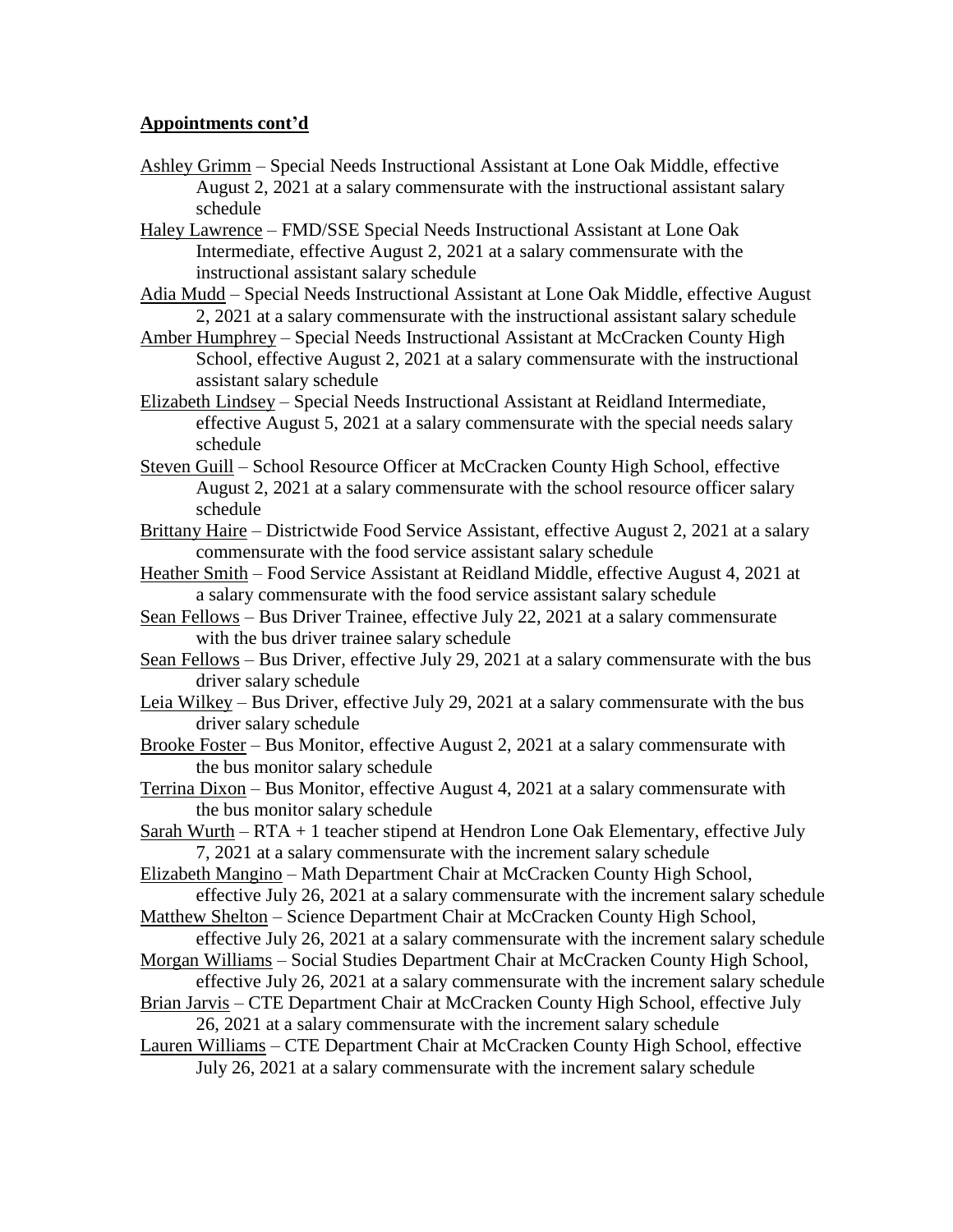**Appointments cont'd**

Ashley Grimm – Special Needs Instructional Assistant at Lone Oak Middle, effective August 2, 2021 at a salary commensurate with the instructional assistant salary schedule

Haley Lawrence – FMD/SSE Special Needs Instructional Assistant at Lone Oak Intermediate, effective August 2, 2021 at a salary commensurate with the instructional assistant salary schedule

Adia Mudd – Special Needs Instructional Assistant at Lone Oak Middle, effective August 2, 2021 at a salary commensurate with the instructional assistant salary schedule

Amber Humphrey – Special Needs Instructional Assistant at McCracken County High School, effective August 2, 2021 at a salary commensurate with the instructional assistant salary schedule

Elizabeth Lindsey – Special Needs Instructional Assistant at Reidland Intermediate, effective August 5, 2021 at a salary commensurate with the special needs salary schedule

Steven Guill – School Resource Officer at McCracken County High School, effective August 2, 2021 at a salary commensurate with the school resource officer salary schedule

Brittany Haire – Districtwide Food Service Assistant, effective August 2, 2021 at a salary commensurate with the food service assistant salary schedule

Heather Smith – Food Service Assistant at Reidland Middle, effective August 4, 2021 at a salary commensurate with the food service assistant salary schedule

Sean Fellows – Bus Driver Trainee, effective July 22, 2021 at a salary commensurate with the bus driver trainee salary schedule

Sean Fellows – Bus Driver, effective July 29, 2021 at a salary commensurate with the bus driver salary schedule

Leia Wilkey – Bus Driver, effective July 29, 2021 at a salary commensurate with the bus driver salary schedule

Brooke Foster – Bus Monitor, effective August 2, 2021 at a salary commensurate with the bus monitor salary schedule

Terrina Dixon – Bus Monitor, effective August 4, 2021 at a salary commensurate with the bus monitor salary schedule

Sarah Wurth – RTA + 1 teacher stipend at Hendron Lone Oak Elementary, effective July 7, 2021 at a salary commensurate with the increment salary schedule

Elizabeth Mangino – Math Department Chair at McCracken County High School, effective July 26, 2021 at a salary commensurate with the increment salary schedule

Matthew Shelton – Science Department Chair at McCracken County High School, effective July 26, 2021 at a salary commensurate with the increment salary schedule

Morgan Williams – Social Studies Department Chair at McCracken County High School, effective July 26, 2021 at a salary commensurate with the increment salary schedule

Brian Jarvis – CTE Department Chair at McCracken County High School, effective July 26, 2021 at a salary commensurate with the increment salary schedule

Lauren Williams – CTE Department Chair at McCracken County High School, effective July 26, 2021 at a salary commensurate with the increment salary schedule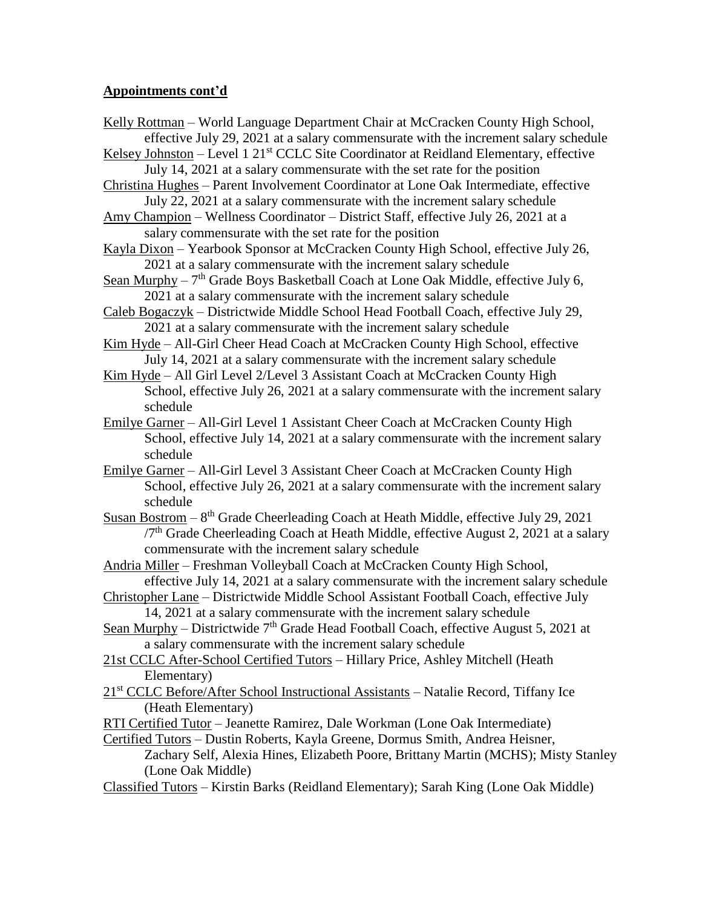## Appointments cont'd

Kelly Rottman – World Language Department Chair at McCracken County High School, effective July 29, 2021 at a salary commensurate with the increment salary schedule

Kelsey Johnston – Level 1 21st CCLC Site Coordinator at Reidland Elementary, effective July 14, 2021 at a salary commensurate with the set rate for the position

Christina Hughes – Parent Involvement Coordinator at Lone Oak Intermediate, effective July 22, 2021 at a salary commensurate with the increment salary schedule

Amy Champion – Wellness Coordinator – District Staff, effective July 26, 2021 at a salary commensurate with the set rate for the position

Kayla Dixon – Yearbook Sponsor at McCracken County High School, effective July 26, 2021 at a salary commensurate with the increment salary schedule

Sean Murphy – 7th Grade Boys Basketball Coach at Lone Oak Middle, effective July 6, 2021 at a salary commensurate with the increment salary schedule

Caleb Bogaczyk – Districtwide Middle School Head Football Coach, effective July 29, 2021 at a salary commensurate with the increment salary schedule

Kim Hyde – All-Girl Cheer Head Coach at McCracken County High School, effective July 14, 2021 at a salary commensurate with the increment salary schedule

Kim Hyde – All Girl Level 2/Level 3 Assistant Coach at McCracken County High School, effective July 26, 2021 at a salary commensurate with the increment salary schedule

Emilye Garner – All-Girl Level 1 Assistant Cheer Coach at McCracken County High School, effective July 14, 2021 at a salary commensurate with the increment salary schedule

Emilye Garner – All-Girl Level 3 Assistant Cheer Coach at McCracken County High School, effective July 26, 2021 at a salary commensurate with the increment salary schedule

Susan Bostrom – 8th Grade Cheerleading Coach at Heath Middle, effective July 29, 2021 /7th Grade Cheerleading Coach at Heath Middle, effective August 2, 2021 at a salary commensurate with the increment salary schedule

Andria Miller – Freshman Volleyball Coach at McCracken County High School, effective July 14, 2021 at a salary commensurate with the increment salary schedule

Christopher Lane – Districtwide Middle School Assistant Football Coach, effective July 14, 2021 at a salary commensurate with the increment salary schedule

Sean Murphy – Districtwide 7th Grade Head Football Coach, effective August 5, 2021 at a salary commensurate with the increment salary schedule

21st CCLC After-School Certified Tutors – Hillary Price, Ashley Mitchell (Heath Elementary)

21st CCLC Before/After School Instructional Assistants – Natalie Record, Tiffany Ice (Heath Elementary)

RTI Certified Tutor – Jeanette Ramirez, Dale Workman (Lone Oak Intermediate)

Certified Tutors – Dustin Roberts, Kayla Greene, Dormus Smith, Andrea Heisner, Zachary Self, Alexia Hines, Elizabeth Poore, Brittany Martin (MCHS); Misty Stanley (Lone Oak Middle)

Classified Tutors – Kirstin Barks (Reidland Elementary); Sarah King (Lone Oak Middle)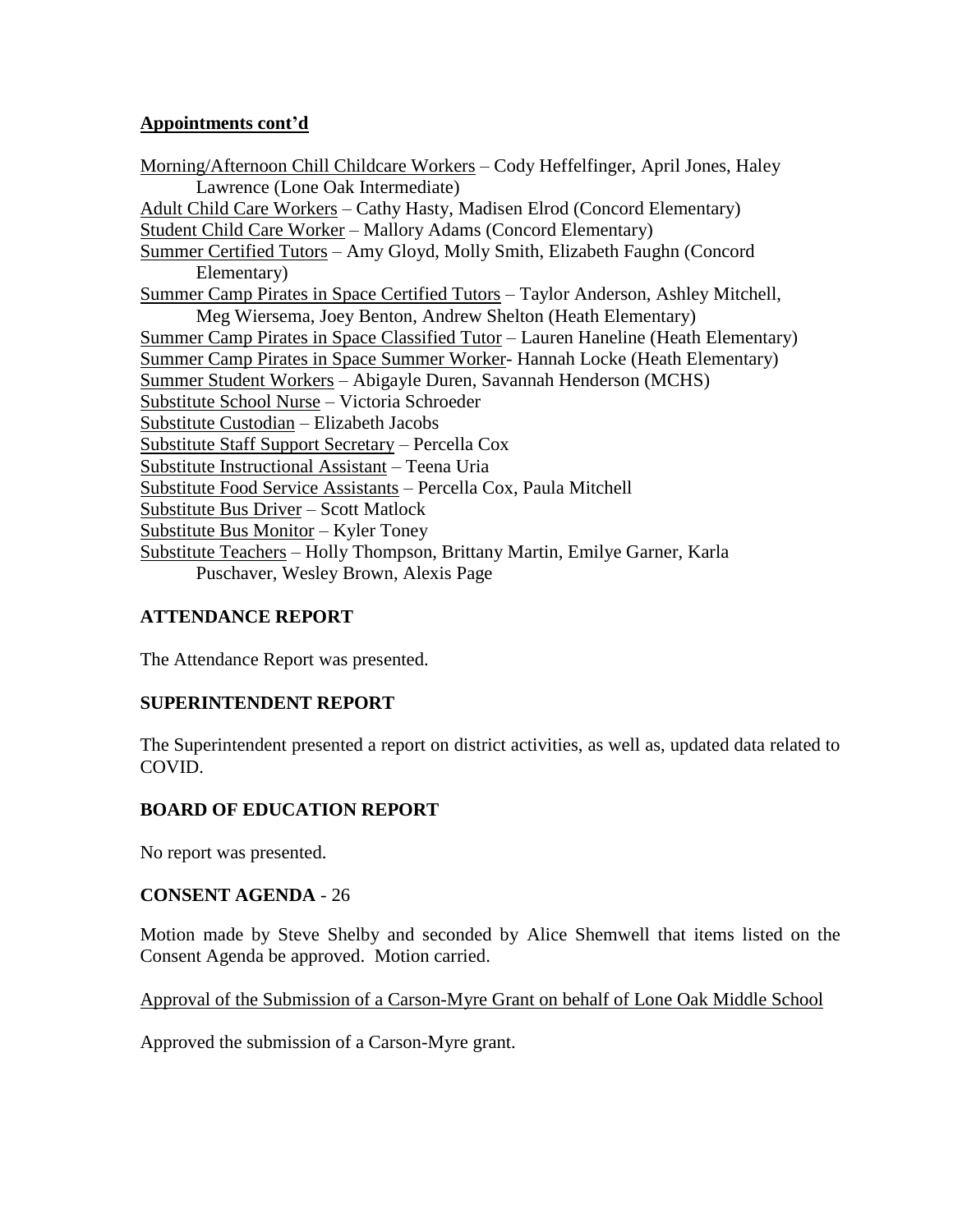**Appointments cont'd**

Morning/Afternoon Chill Childcare Workers – Cody Heffelfinger, April Jones, Haley Lawrence (Lone Oak Intermediate)
Adult Child Care Workers – Cathy Hasty, Madisen Elrod (Concord Elementary)
Student Child Care Worker – Mallory Adams (Concord Elementary)
Summer Certified Tutors – Amy Gloyd, Molly Smith, Elizabeth Faughn (Concord Elementary)
Summer Camp Pirates in Space Certified Tutors – Taylor Anderson, Ashley Mitchell, Meg Wiersema, Joey Benton, Andrew Shelton (Heath Elementary)
Summer Camp Pirates in Space Classified Tutor – Lauren Haneline (Heath Elementary)
Summer Camp Pirates in Space Summer Worker- Hannah Locke (Heath Elementary)
Summer Student Workers – Abigayle Duren, Savannah Henderson (MCHS)
Substitute School Nurse – Victoria Schroeder
Substitute Custodian – Elizabeth Jacobs
Substitute Staff Support Secretary – Percella Cox
Substitute Instructional Assistant – Teena Uria
Substitute Food Service Assistants – Percella Cox, Paula Mitchell
Substitute Bus Driver – Scott Matlock
Substitute Bus Monitor – Kyler Toney
Substitute Teachers – Holly Thompson, Brittany Martin, Emilye Garner, Karla Puschaver, Wesley Brown, Alexis Page

**ATTENDANCE REPORT**

The Attendance Report was presented.

**SUPERINTENDENT REPORT**

The Superintendent presented a report on district activities, as well as, updated data related to COVID.

**BOARD OF EDUCATION REPORT**

No report was presented.

**CONSENT AGENDA** - 26

Motion made by Steve Shelby and seconded by Alice Shemwell that items listed on the Consent Agenda be approved. Motion carried.

Approval of the Submission of a Carson-Myre Grant on behalf of Lone Oak Middle School

Approved the submission of a Carson-Myre grant.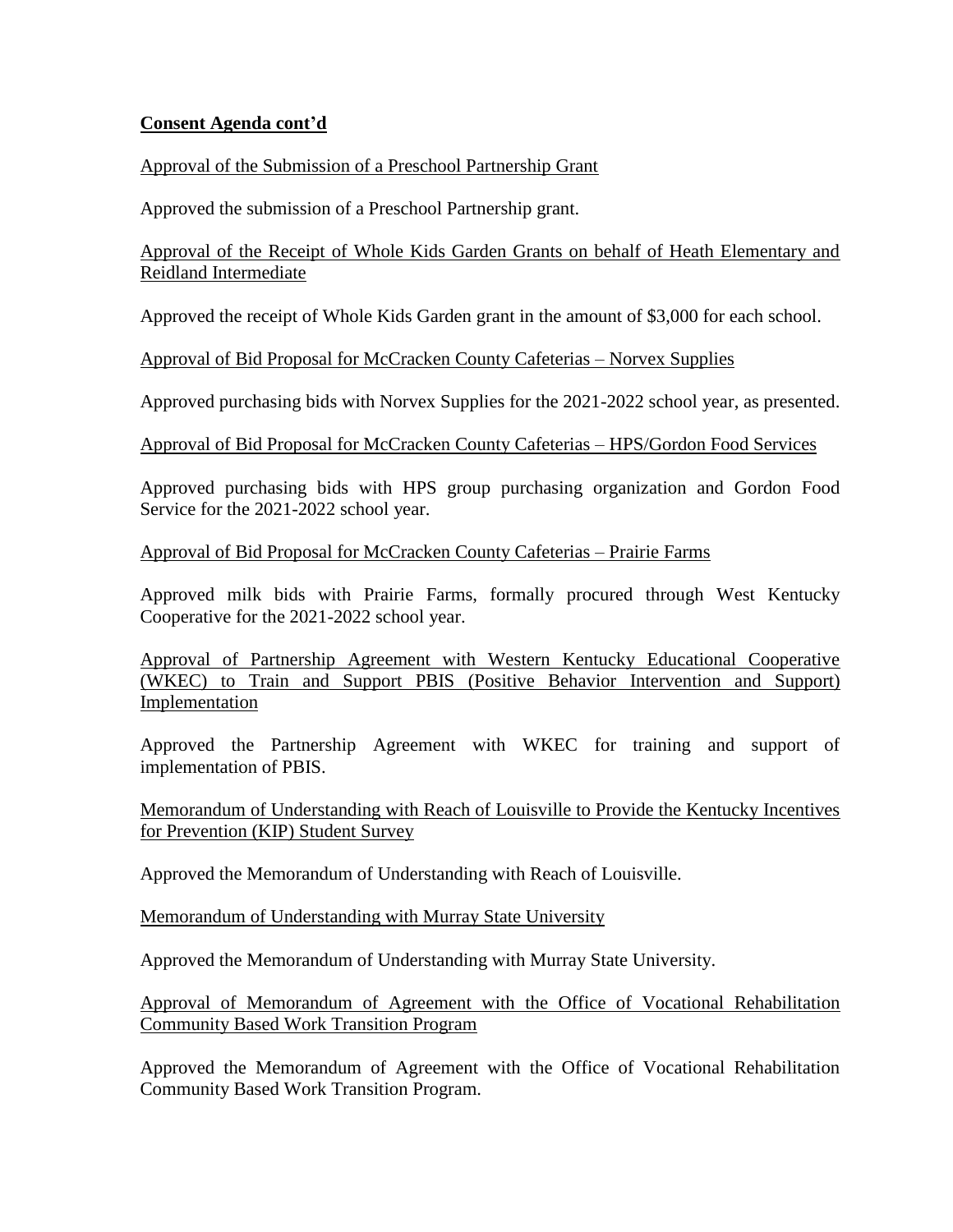**<u>Consent Agenda cont'd</u>**

<u>Approval of the Submission of a Preschool Partnership Grant</u>

Approved the submission of a Preschool Partnership grant.

<u>Approval of the Receipt of Whole Kids Garden Grants on behalf of Heath Elementary and Reidland Intermediate</u>

Approved the receipt of Whole Kids Garden grant in the amount of $3,000 for each school.

<u>Approval of Bid Proposal for McCracken County Cafeterias – Norvex Supplies</u>

Approved purchasing bids with Norvex Supplies for the 2021-2022 school year, as presented.

<u>Approval of Bid Proposal for McCracken County Cafeterias – HPS/Gordon Food Services</u>

Approved purchasing bids with HPS group purchasing organization and Gordon Food Service for the 2021-2022 school year.

<u>Approval of Bid Proposal for McCracken County Cafeterias – Prairie Farms</u>

Approved milk bids with Prairie Farms, formally procured through West Kentucky Cooperative for the 2021-2022 school year.

<u>Approval of Partnership Agreement with Western Kentucky Educational Cooperative (WKEC) to Train and Support PBIS (Positive Behavior Intervention and Support) Implementation</u>

Approved the Partnership Agreement with WKEC for training and support of implementation of PBIS.

<u>Memorandum of Understanding with Reach of Louisville to Provide the Kentucky Incentives for Prevention (KIP) Student Survey</u>

Approved the Memorandum of Understanding with Reach of Louisville.

<u>Memorandum of Understanding with Murray State University</u>

Approved the Memorandum of Understanding with Murray State University.

<u>Approval of Memorandum of Agreement with the Office of Vocational Rehabilitation Community Based Work Transition Program</u>

Approved the Memorandum of Agreement with the Office of Vocational Rehabilitation Community Based Work Transition Program.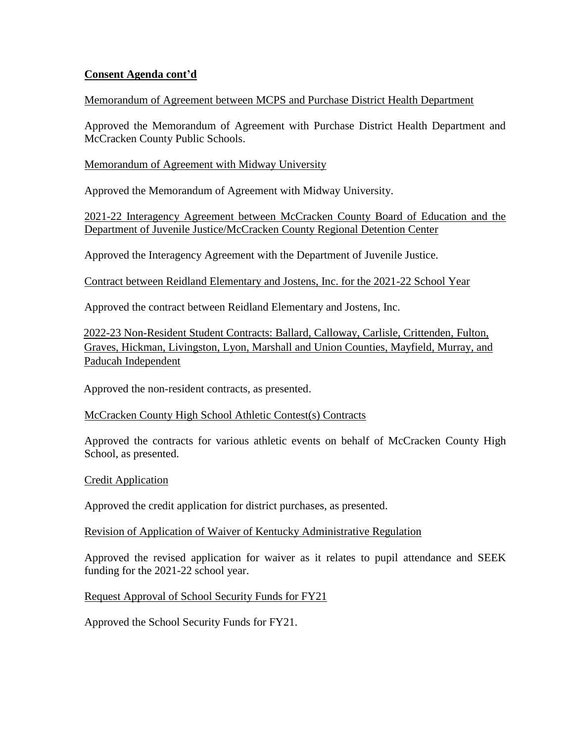**Consent Agenda cont'd**

Memorandum of Agreement between MCPS and Purchase District Health Department

Approved the Memorandum of Agreement with Purchase District Health Department and McCracken County Public Schools.

Memorandum of Agreement with Midway University

Approved the Memorandum of Agreement with Midway University.

2021-22 Interagency Agreement between McCracken County Board of Education and the Department of Juvenile Justice/McCracken County Regional Detention Center

Approved the Interagency Agreement with the Department of Juvenile Justice.

Contract between Reidland Elementary and Jostens, Inc. for the 2021-22 School Year

Approved the contract between Reidland Elementary and Jostens, Inc.

2022-23 Non-Resident Student Contracts: Ballard, Calloway, Carlisle, Crittenden, Fulton, Graves, Hickman, Livingston, Lyon, Marshall and Union Counties, Mayfield, Murray, and Paducah Independent

Approved the non-resident contracts, as presented.

McCracken County High School Athletic Contest(s) Contracts

Approved the contracts for various athletic events on behalf of McCracken County High School, as presented.

Credit Application

Approved the credit application for district purchases, as presented.

Revision of Application of Waiver of Kentucky Administrative Regulation

Approved the revised application for waiver as it relates to pupil attendance and SEEK funding for the 2021-22 school year.

Request Approval of School Security Funds for FY21

Approved the School Security Funds for FY21.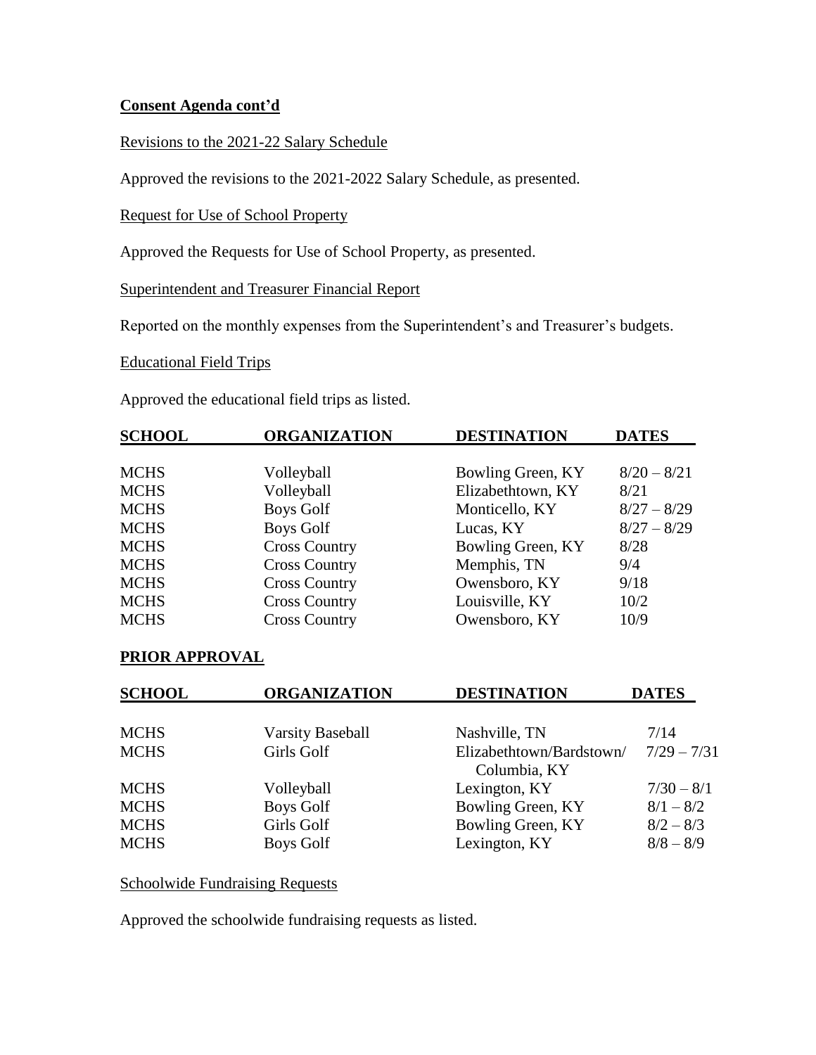**Consent Agenda cont'd**

Revisions to the 2021-22 Salary Schedule

Approved the revisions to the 2021-2022 Salary Schedule, as presented.

Request for Use of School Property

Approved the Requests for Use of School Property, as presented.

Superintendent and Treasurer Financial Report

Reported on the monthly expenses from the Superintendent's and Treasurer's budgets.

Educational Field Trips

Approved the educational field trips as listed.

| SCHOOL | ORGANIZATION | DESTINATION | DATES |
|---|---|---|---|
| MCHS | Volleyball | Bowling Green, KY | 8/20 – 8/21 |
| MCHS | Volleyball | Elizabethtown, KY | 8/21 |
| MCHS | Boys Golf | Monticello, KY | 8/27 – 8/29 |
| MCHS | Boys Golf | Lucas, KY | 8/27 – 8/29 |
| MCHS | Cross Country | Bowling Green, KY | 8/28 |
| MCHS | Cross Country | Memphis, TN | 9/4 |
| MCHS | Cross Country | Owensboro, KY | 9/18 |
| MCHS | Cross Country | Louisville, KY | 10/2 |
| MCHS | Cross Country | Owensboro, KY | 10/9 |

**PRIOR APPROVAL**

| SCHOOL | ORGANIZATION | DESTINATION | DATES |
|---|---|---|---|
| MCHS | Varsity Baseball | Nashville, TN | 7/14 |
| MCHS | Girls Golf | Elizabethtown/Bardstown/ Columbia, KY | 7/29 – 7/31 |
| MCHS | Volleyball | Lexington, KY | 7/30 – 8/1 |
| MCHS | Boys Golf | Bowling Green, KY | 8/1 – 8/2 |
| MCHS | Girls Golf | Bowling Green, KY | 8/2 – 8/3 |
| MCHS | Boys Golf | Lexington, KY | 8/8 – 8/9 |

Schoolwide Fundraising Requests

Approved the schoolwide fundraising requests as listed.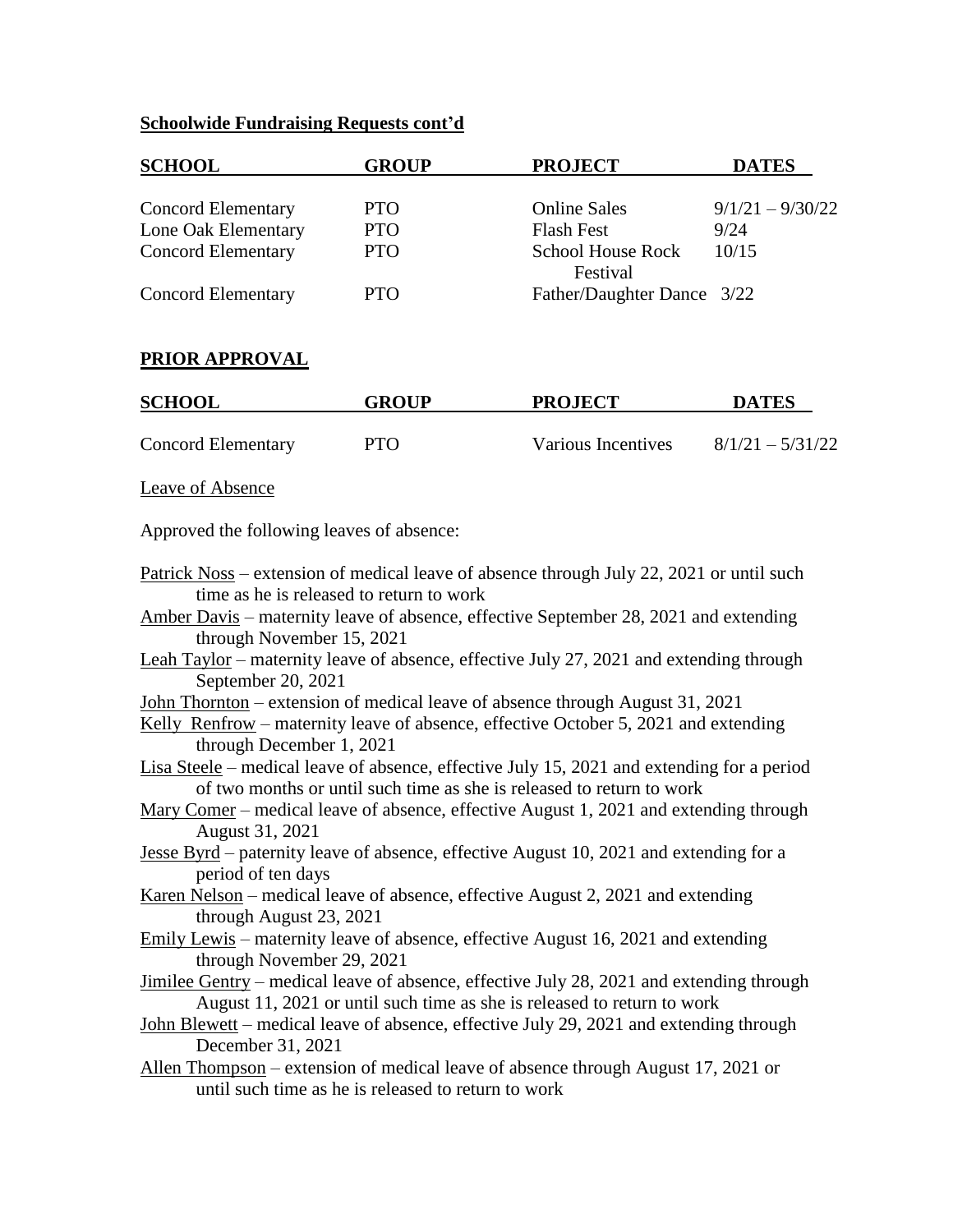**<u>Schoolwide Fundraising Requests cont'd</u>**

| SCHOOL | GROUP | PROJECT | DATES |
|---|---|---|---|
| Concord Elementary | PTO | Online Sales | 9/1/21 – 9/30/22 |
| Lone Oak Elementary | PTO | Flash Fest | 9/24 |
| Concord Elementary | PTO | School House Rock Festival | 10/15 |
| Concord Elementary | PTO | Father/Daughter Dance | 3/22 |

**<u>PRIOR APPROVAL</u>**

| SCHOOL | GROUP | PROJECT | DATES |
|---|---|---|---|
| Concord Elementary | PTO | Various Incentives | 8/1/21 – 5/31/22 |

<u>Leave of Absence</u>

Approved the following leaves of absence:

<u>Patrick Noss</u> – extension of medical leave of absence through July 22, 2021 or until such time as he is released to return to work

<u>Amber Davis</u> – maternity leave of absence, effective September 28, 2021 and extending through November 15, 2021

<u>Leah Taylor</u> – maternity leave of absence, effective July 27, 2021 and extending through September 20, 2021

<u>John Thornton</u> – extension of medical leave of absence through August 31, 2021

<u>Kelly Renfrow</u> – maternity leave of absence, effective October 5, 2021 and extending through December 1, 2021

<u>Lisa Steele</u> – medical leave of absence, effective July 15, 2021 and extending for a period of two months or until such time as she is released to return to work

<u>Mary Comer</u> – medical leave of absence, effective August 1, 2021 and extending through August 31, 2021

<u>Jesse Byrd</u> – paternity leave of absence, effective August 10, 2021 and extending for a period of ten days

<u>Karen Nelson</u> – medical leave of absence, effective August 2, 2021 and extending through August 23, 2021

<u>Emily Lewis</u> – maternity leave of absence, effective August 16, 2021 and extending through November 29, 2021

<u>Jimilee Gentry</u> – medical leave of absence, effective July 28, 2021 and extending through August 11, 2021 or until such time as she is released to return to work

<u>John Blewett</u> – medical leave of absence, effective July 29, 2021 and extending through December 31, 2021

<u>Allen Thompson</u> – extension of medical leave of absence through August 17, 2021 or until such time as he is released to return to work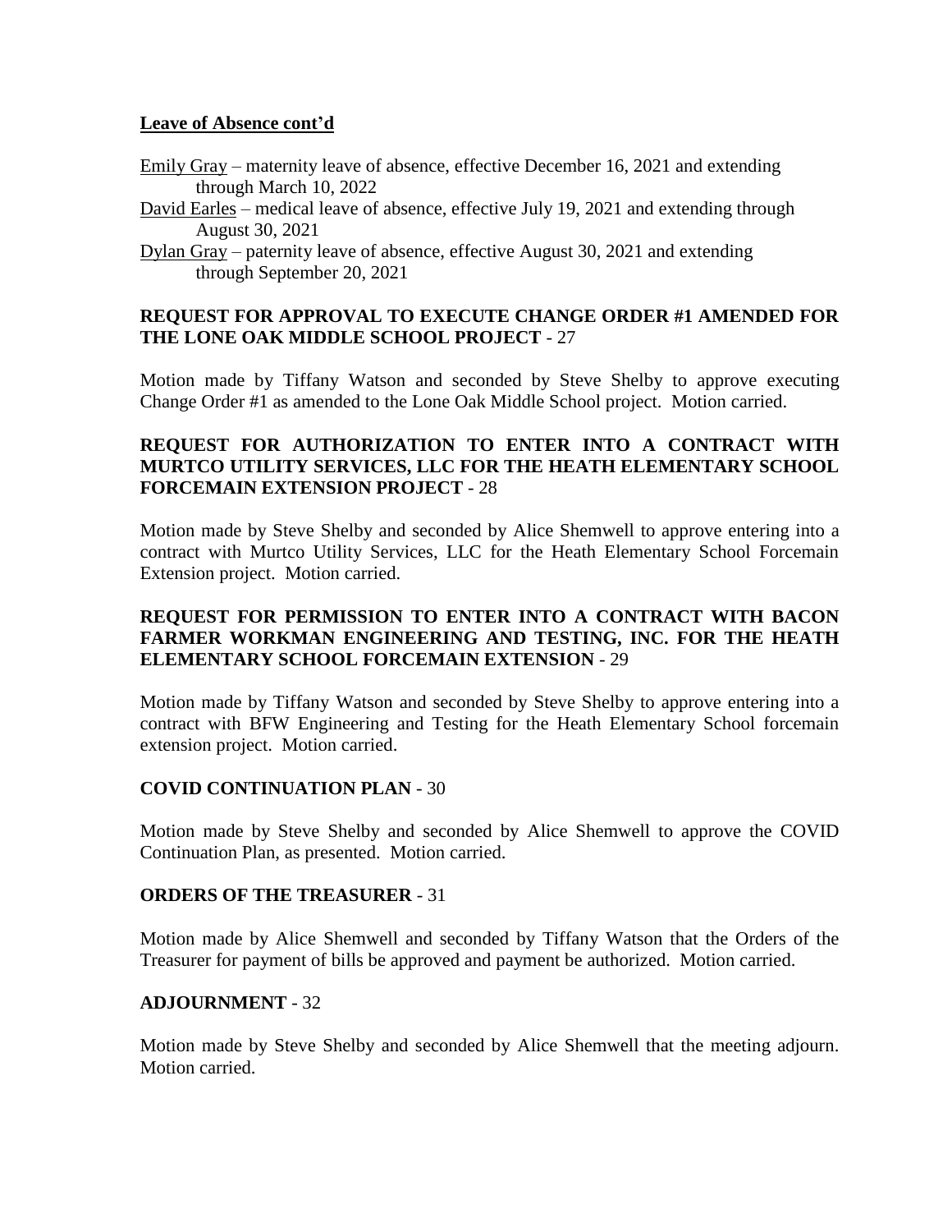**Leave of Absence cont'd**

Emily Gray – maternity leave of absence, effective December 16, 2021 and extending through March 10, 2022

David Earles – medical leave of absence, effective July 19, 2021 and extending through August 30, 2021

Dylan Gray – paternity leave of absence, effective August 30, 2021 and extending through September 20, 2021

**REQUEST FOR APPROVAL TO EXECUTE CHANGE ORDER #1 AMENDED FOR THE LONE OAK MIDDLE SCHOOL PROJECT** - 27

Motion made by Tiffany Watson and seconded by Steve Shelby to approve executing Change Order #1 as amended to the Lone Oak Middle School project. Motion carried.

**REQUEST FOR AUTHORIZATION TO ENTER INTO A CONTRACT WITH MURTCO UTILITY SERVICES, LLC FOR THE HEATH ELEMENTARY SCHOOL FORCEMAIN EXTENSION PROJECT** - 28

Motion made by Steve Shelby and seconded by Alice Shemwell to approve entering into a contract with Murtco Utility Services, LLC for the Heath Elementary School Forcemain Extension project. Motion carried.

**REQUEST FOR PERMISSION TO ENTER INTO A CONTRACT WITH BACON FARMER WORKMAN ENGINEERING AND TESTING, INC. FOR THE HEATH ELEMENTARY SCHOOL FORCEMAIN EXTENSION** - 29

Motion made by Tiffany Watson and seconded by Steve Shelby to approve entering into a contract with BFW Engineering and Testing for the Heath Elementary School forcemain extension project. Motion carried.

**COVID CONTINUATION PLAN** - 30

Motion made by Steve Shelby and seconded by Alice Shemwell to approve the COVID Continuation Plan, as presented. Motion carried.

**ORDERS OF THE TREASURER** - 31

Motion made by Alice Shemwell and seconded by Tiffany Watson that the Orders of the Treasurer for payment of bills be approved and payment be authorized. Motion carried.

**ADJOURNMENT** - 32

Motion made by Steve Shelby and seconded by Alice Shemwell that the meeting adjourn. Motion carried.